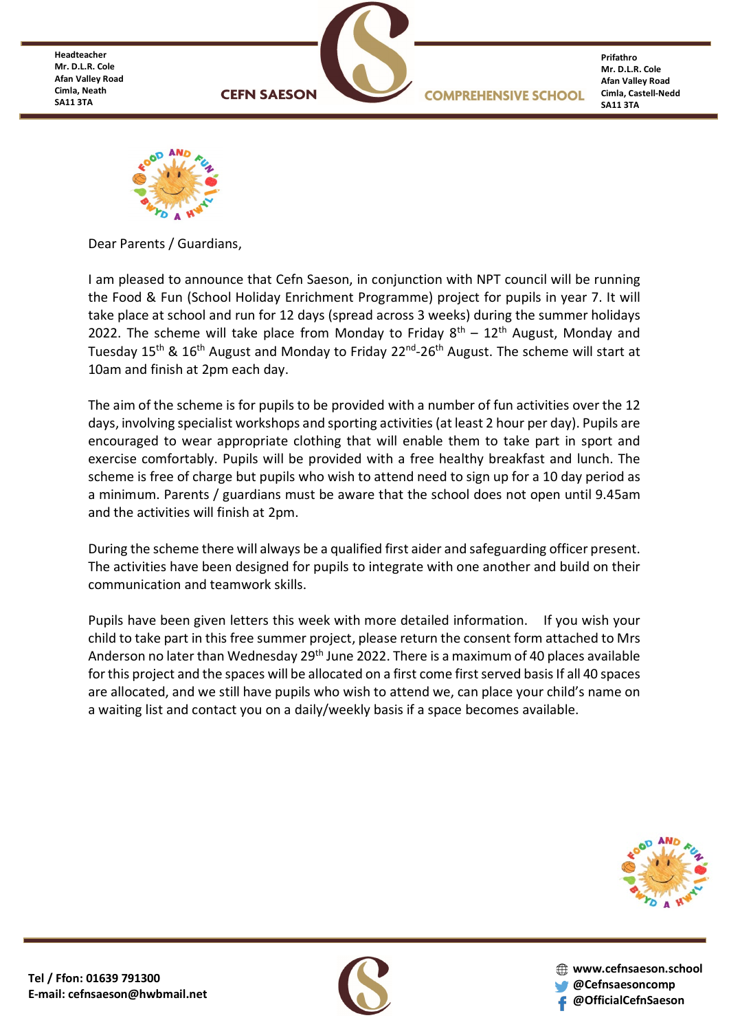Headteacher
Mr. D.L.R. Cole
Afan Valley Road
Cimla, Neath
SA11 3TA

**CEFN SAESON COMPREHENSIVE SCHOOL**

Prifathro
Mr. D.L.R. Cole
Afan Valley Road
Cimla, Castell-Nedd
SA11 3TA

Dear Parents / Guardians,

I am pleased to announce that Cefn Saeson, in conjunction with NPT council will be running the Food & Fun (School Holiday Enrichment Programme) project for pupils in year 7. It will take place at school and run for 12 days (spread across 3 weeks) during the summer holidays 2022. The scheme will take place from Monday to Friday 8th – 12th August, Monday and Tuesday 15th & 16th August and Monday to Friday 22nd-26th August. The scheme will start at 10am and finish at 2pm each day.

The aim of the scheme is for pupils to be provided with a number of fun activities over the 12 days, involving specialist workshops and sporting activities (at least 2 hour per day). Pupils are encouraged to wear appropriate clothing that will enable them to take part in sport and exercise comfortably. Pupils will be provided with a free healthy breakfast and lunch. The scheme is free of charge but pupils who wish to attend need to sign up for a 10 day period as a minimum. Parents / guardians must be aware that the school does not open until 9.45am and the activities will finish at 2pm.

During the scheme there will always be a qualified first aider and safeguarding officer present. The activities have been designed for pupils to integrate with one another and build on their communication and teamwork skills.

Pupils have been given letters this week with more detailed information. If you wish your child to take part in this free summer project, please return the consent form attached to Mrs Anderson no later than Wednesday 29th June 2022. There is a maximum of 40 places available for this project and the spaces will be allocated on a first come first served basis If all 40 spaces are allocated, and we still have pupils who wish to attend we, can place your child's name on a waiting list and contact you on a daily/weekly basis if a space becomes available.

Tel / Ffon: 01639 791300
E-mail: cefnsaeson@hwbmail.net

www.cefnsaeson.school
@Cefnsaesoncomp
@OfficialCefnSaeson